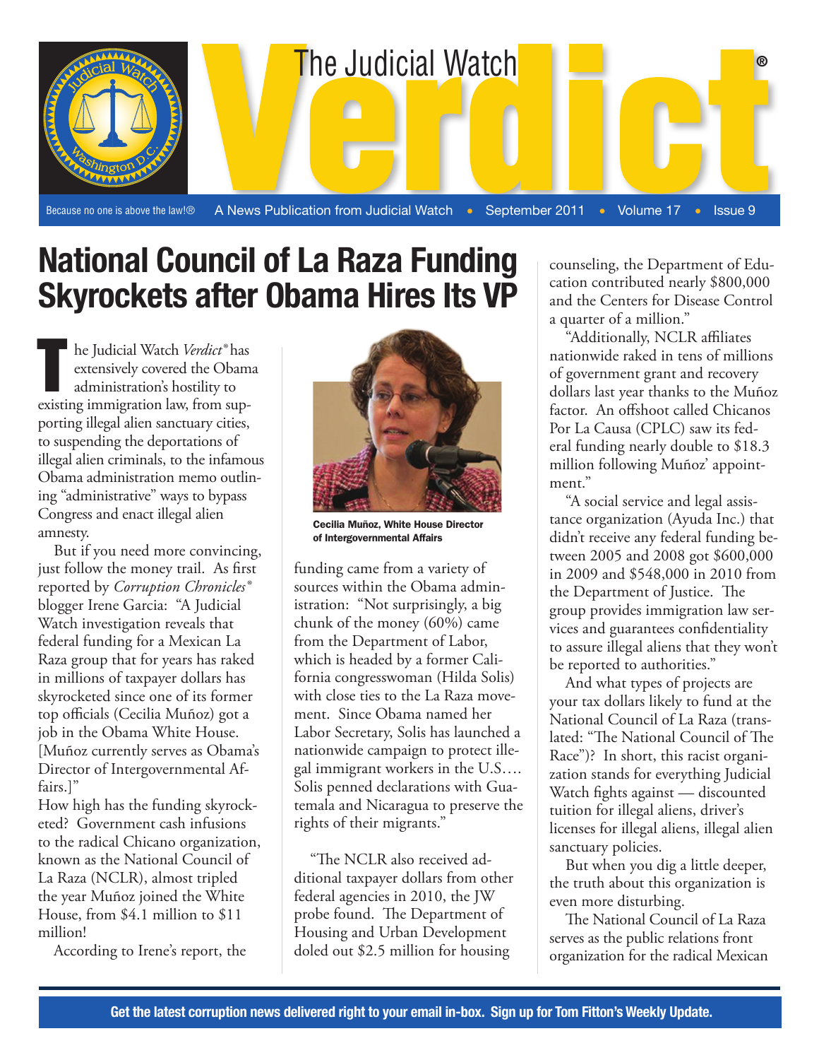# The Judicial Watch Verdict®

Because no one is above the law!® A News Publication from Judicial Watch • September 2011 • Volume 17 • Issue 9

## National Council of La Raza Funding Skyrockets after Obama Hires Its VP

The Judicial Watch *Verdict*® has extensively covered the Obama administration's hostility to existing immigration law, from supporting illegal alien sanctuary cities, to suspending the deportations of illegal alien criminals, to the infamous Obama administration memo outlining "administrative" ways to bypass Congress and enact illegal alien amnesty.

But if you need more convincing, just follow the money trail. As first reported by *Corruption Chronicles*® blogger Irene Garcia: "A Judicial Watch investigation reveals that federal funding for a Mexican La Raza group that for years has raked in millions of taxpayer dollars has skyrocketed since one of its former top officials (Cecilia Muñoz) got a job in the Obama White House. [Muñoz currently serves as Obama's Director of Intergovernmental Affairs.]"

How high has the funding skyrocketed? Government cash infusions to the radical Chicano organization, known as the National Council of La Raza (NCLR), almost tripled the year Muñoz joined the White House, from $4.1 million to $11 million!

According to Irene's report, the

**Cecilia Muñoz, White House Director of Intergovernmental Affairs**

funding came from a variety of sources within the Obama administration: "Not surprisingly, a big chunk of the money (60%) came from the Department of Labor, which is headed by a former California congresswoman (Hilda Solis) with close ties to the La Raza movement. Since Obama named her Labor Secretary, Solis has launched a nationwide campaign to protect illegal immigrant workers in the U.S.… Solis penned declarations with Guatemala and Nicaragua to preserve the rights of their migrants."

"The NCLR also received additional taxpayer dollars from other federal agencies in 2010, the JW probe found. The Department of Housing and Urban Development doled out $2.5 million for housing counseling, the Department of Education contributed nearly $800,000 and the Centers for Disease Control a quarter of a million."

"Additionally, NCLR affiliates nationwide raked in tens of millions of government grant and recovery dollars last year thanks to the Muñoz factor. An offshoot called Chicanos Por La Causa (CPLC) saw its federal funding nearly double to $18.3 million following Muñoz' appointment."

"A social service and legal assistance organization (Ayuda Inc.) that didn't receive any federal funding between 2005 and 2008 got $600,000 in 2009 and $548,000 in 2010 from the Department of Justice. The group provides immigration law services and guarantees confidentiality to assure illegal aliens that they won't be reported to authorities."

And what types of projects are your tax dollars likely to fund at the National Council of La Raza (translated: "The National Council of The Race")? In short, this racist organization stands for everything Judicial Watch fights against — discounted tuition for illegal aliens, driver's licenses for illegal aliens, illegal alien sanctuary policies.

But when you dig a little deeper, the truth about this organization is even more disturbing.

The National Council of La Raza serves as the public relations front organization for the radical Mexican

**Get the latest corruption news delivered right to your email in-box. Sign up for Tom Fitton's Weekly Update.**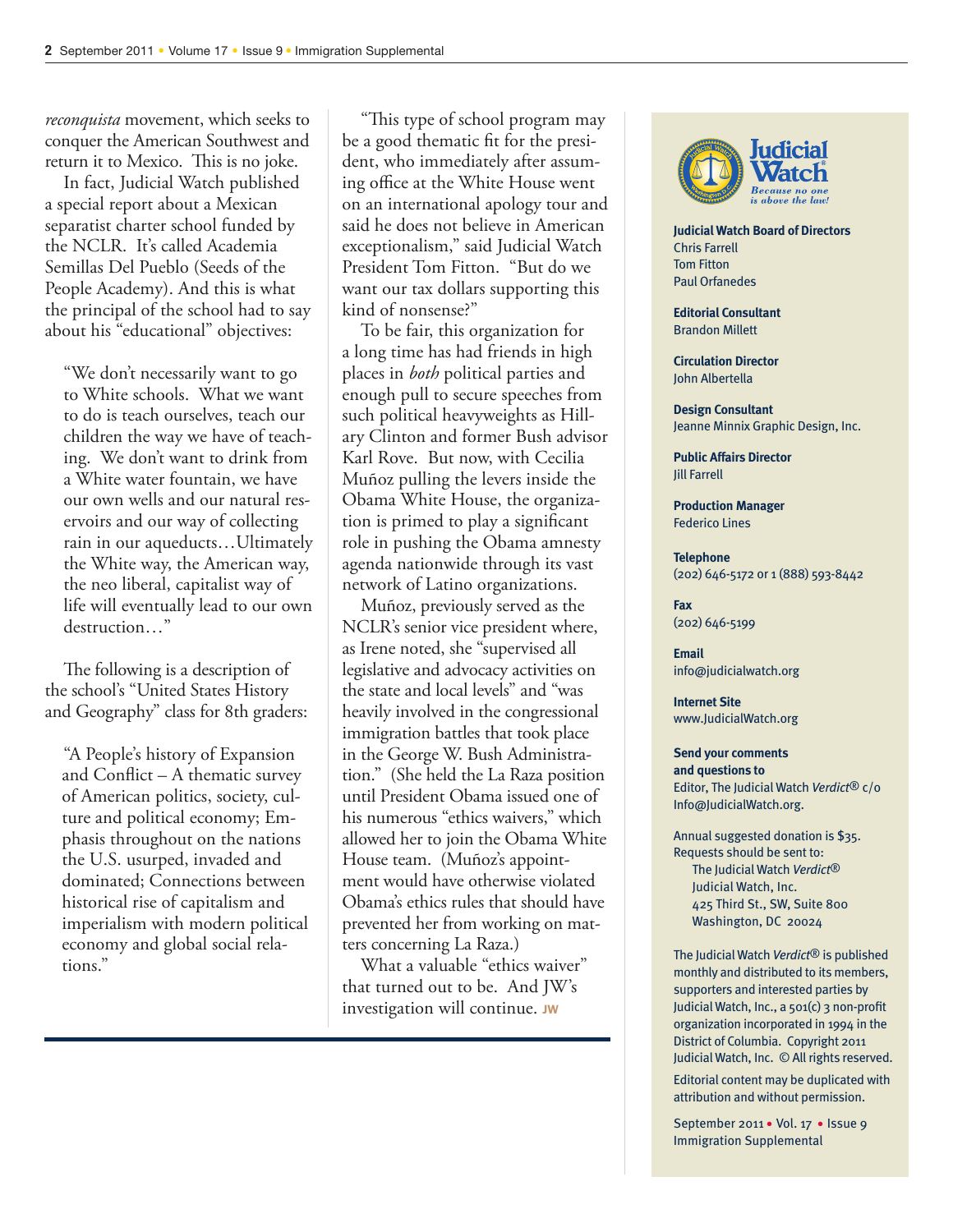*reconquista* movement, which seeks to conquer the American Southwest and return it to Mexico. This is no joke.

In fact, Judicial Watch published a special report about a Mexican separatist charter school funded by the NCLR. It's called Academia Semillas Del Pueblo (Seeds of the People Academy). And this is what the principal of the school had to say about his "educational" objectives:

> "We don't necessarily want to go to White schools. What we want to do is teach ourselves, teach our children the way we have of teaching. We don't want to drink from a White water fountain, we have our own wells and our natural reservoirs and our way of collecting rain in our aqueducts…Ultimately the White way, the American way, the neo liberal, capitalist way of life will eventually lead to our own destruction…"

The following is a description of the school's "United States History and Geography" class for 8th graders:

> "A People's history of Expansion and Conflict – A thematic survey of American politics, society, culture and political economy; Emphasis throughout on the nations the U.S. usurped, invaded and dominated; Connections between historical rise of capitalism and imperialism with modern political economy and global social relations."

"This type of school program may be a good thematic fit for the president, who immediately after assuming office at the White House went on an international apology tour and said he does not believe in American exceptionalism," said Judicial Watch President Tom Fitton. "But do we want our tax dollars supporting this kind of nonsense?"

To be fair, this organization for a long time has had friends in high places in *both* political parties and enough pull to secure speeches from such political heavyweights as Hillary Clinton and former Bush advisor Karl Rove. But now, with Cecilia Muñoz pulling the levers inside the Obama White House, the organization is primed to play a significant role in pushing the Obama amnesty agenda nationwide through its vast network of Latino organizations.

Muñoz, previously served as the NCLR's senior vice president where, as Irene noted, she "supervised all legislative and advocacy activities on the state and local levels" and "was heavily involved in the congressional immigration battles that took place in the George W. Bush Administration." (She held the La Raza position until President Obama issued one of his numerous "ethics waivers," which allowed her to join the Obama White House team. (Muñoz's appointment would have otherwise violated Obama's ethics rules that should have prevented her from working on matters concerning La Raza.)

What a valuable "ethics waiver" that turned out to be. And JW's investigation will continue. JW

---

**Judicial Watch**
*Because no one is above the law!*

**Judicial Watch Board of Directors**
Chris Farrell
Tom Fitton
Paul Orfanedes

**Editorial Consultant**
Brandon Millett

**Circulation Director**
John Albertella

**Design Consultant**
Jeanne Minnix Graphic Design, Inc.

**Public Affairs Director**
Jill Farrell

**Production Manager**
Federico Lines

**Telephone**
(202) 646-5172 or 1 (888) 593-8442

**Fax**
(202) 646-5199

**Email**
info@judicialwatch.org

**Internet Site**
www.JudicialWatch.org

**Send your comments and questions to**
Editor, The Judicial Watch *Verdict*® c/o Info@JudicialWatch.org.

Annual suggested donation is $35.
Requests should be sent to:
The Judicial Watch *Verdict*®
Judicial Watch, Inc.
425 Third St., SW, Suite 800
Washington, DC 20024

The Judicial Watch *Verdict*® is published monthly and distributed to its members, supporters and interested parties by Judicial Watch, Inc., a 501(c) 3 non-profit organization incorporated in 1994 in the District of Columbia. Copyright 2011 Judicial Watch, Inc. © All rights reserved.

Editorial content may be duplicated with attribution and without permission.

September 2011 • Vol. 17 • Issue 9
Immigration Supplemental